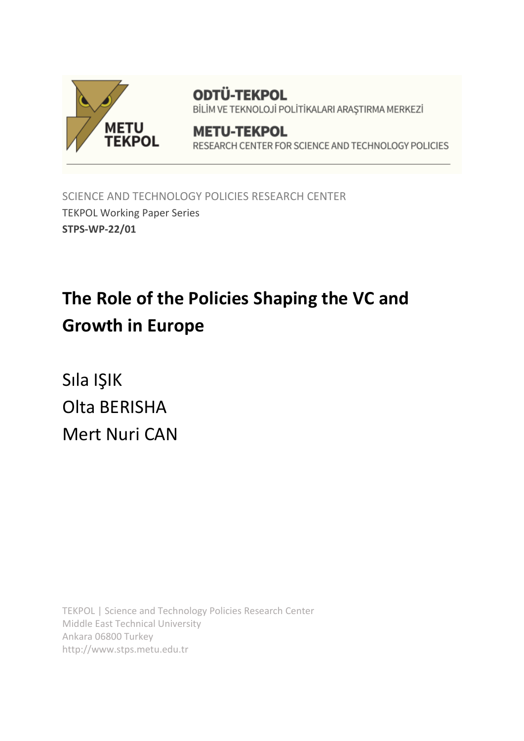ODTÜ-TEKPOL

BİLİM VE TEKNOLOJİ POLİTİKALARI ARAŞTIRMA MERKEZİ

METU-TEKPOL

RESEARCH CENTER FOR SCIENCE AND TECHNOLOGY POLICIES

SCIENCE AND TECHNOLOGY POLICIES RESEARCH CENTER

TEKPOL Working Paper Series

**STPS-WP-22/01**

# The Role of the Policies Shaping the VC and Growth in Europe

Sıla IŞIK

Olta BERISHA

Mert Nuri CAN

TEKPOL | Science and Technology Policies Research Center

Middle East Technical University

Ankara 06800 Turkey

http://www.stps.metu.edu.tr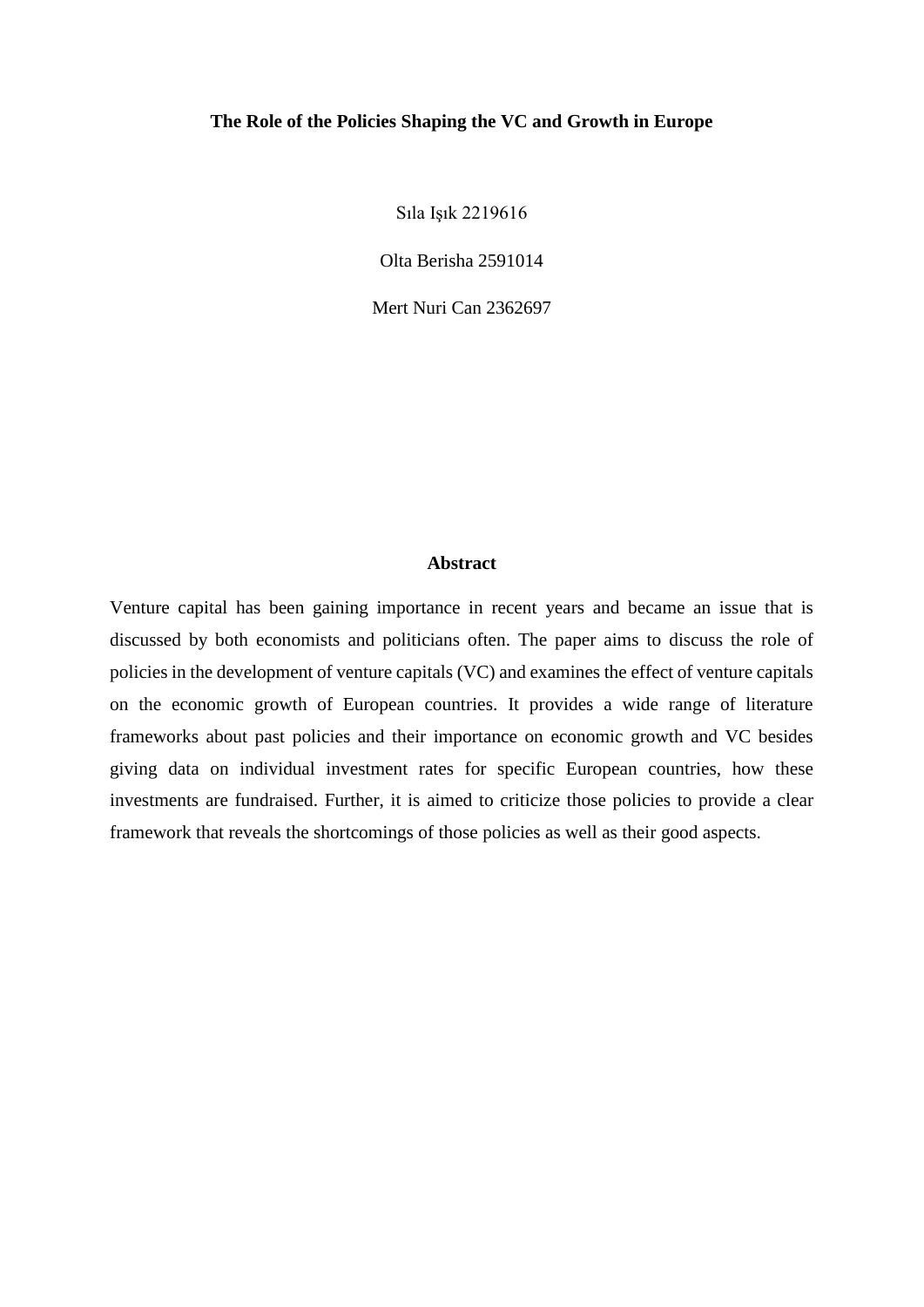# The Role of the Policies Shaping the VC and Growth in Europe

Sıla Işık 2219616

Olta Berisha 2591014

Mert Nuri Can 2362697

## Abstract

Venture capital has been gaining importance in recent years and became an issue that is discussed by both economists and politicians often. The paper aims to discuss the role of policies in the development of venture capitals (VC) and examines the effect of venture capitals on the economic growth of European countries. It provides a wide range of literature frameworks about past policies and their importance on economic growth and VC besides giving data on individual investment rates for specific European countries, how these investments are fundraised. Further, it is aimed to criticize those policies to provide a clear framework that reveals the shortcomings of those policies as well as their good aspects.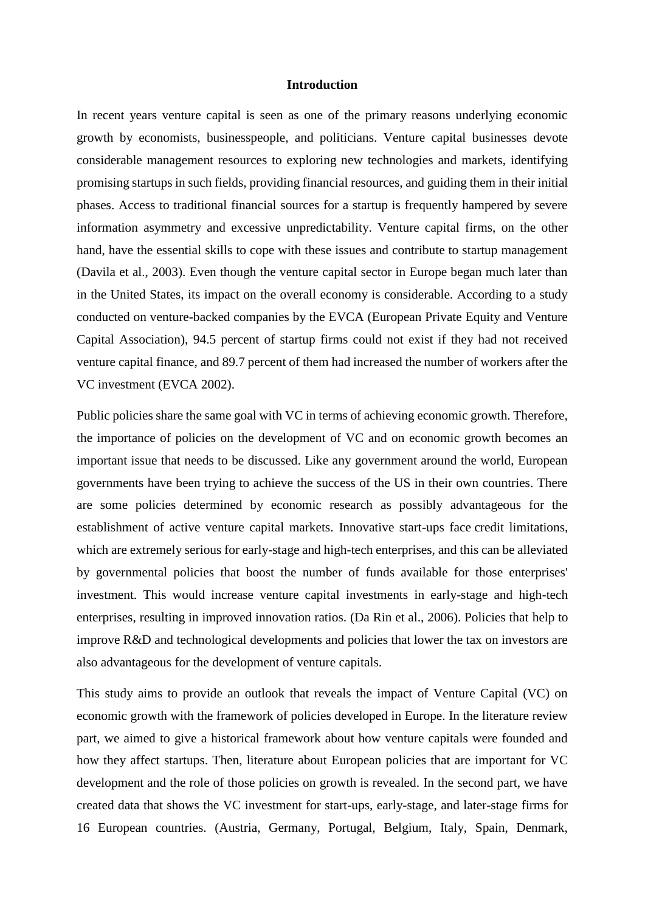# Introduction

In recent years venture capital is seen as one of the primary reasons underlying economic growth by economists, businesspeople, and politicians. Venture capital businesses devote considerable management resources to exploring new technologies and markets, identifying promising startups in such fields, providing financial resources, and guiding them in their initial phases. Access to traditional financial sources for a startup is frequently hampered by severe information asymmetry and excessive unpredictability. Venture capital firms, on the other hand, have the essential skills to cope with these issues and contribute to startup management (Davila et al., 2003). Even though the venture capital sector in Europe began much later than in the United States, its impact on the overall economy is considerable. According to a study conducted on venture-backed companies by the EVCA (European Private Equity and Venture Capital Association), 94.5 percent of startup firms could not exist if they had not received venture capital finance, and 89.7 percent of them had increased the number of workers after the VC investment (EVCA 2002).

Public policies share the same goal with VC in terms of achieving economic growth. Therefore, the importance of policies on the development of VC and on economic growth becomes an important issue that needs to be discussed. Like any government around the world, European governments have been trying to achieve the success of the US in their own countries. There are some policies determined by economic research as possibly advantageous for the establishment of active venture capital markets. Innovative start-ups face credit limitations, which are extremely serious for early-stage and high-tech enterprises, and this can be alleviated by governmental policies that boost the number of funds available for those enterprises' investment. This would increase venture capital investments in early-stage and high-tech enterprises, resulting in improved innovation ratios. (Da Rin et al., 2006). Policies that help to improve R&D and technological developments and policies that lower the tax on investors are also advantageous for the development of venture capitals.

This study aims to provide an outlook that reveals the impact of Venture Capital (VC) on economic growth with the framework of policies developed in Europe. In the literature review part, we aimed to give a historical framework about how venture capitals were founded and how they affect startups. Then, literature about European policies that are important for VC development and the role of those policies on growth is revealed. In the second part, we have created data that shows the VC investment for start-ups, early-stage, and later-stage firms for 16 European countries. (Austria, Germany, Portugal, Belgium, Italy, Spain, Denmark,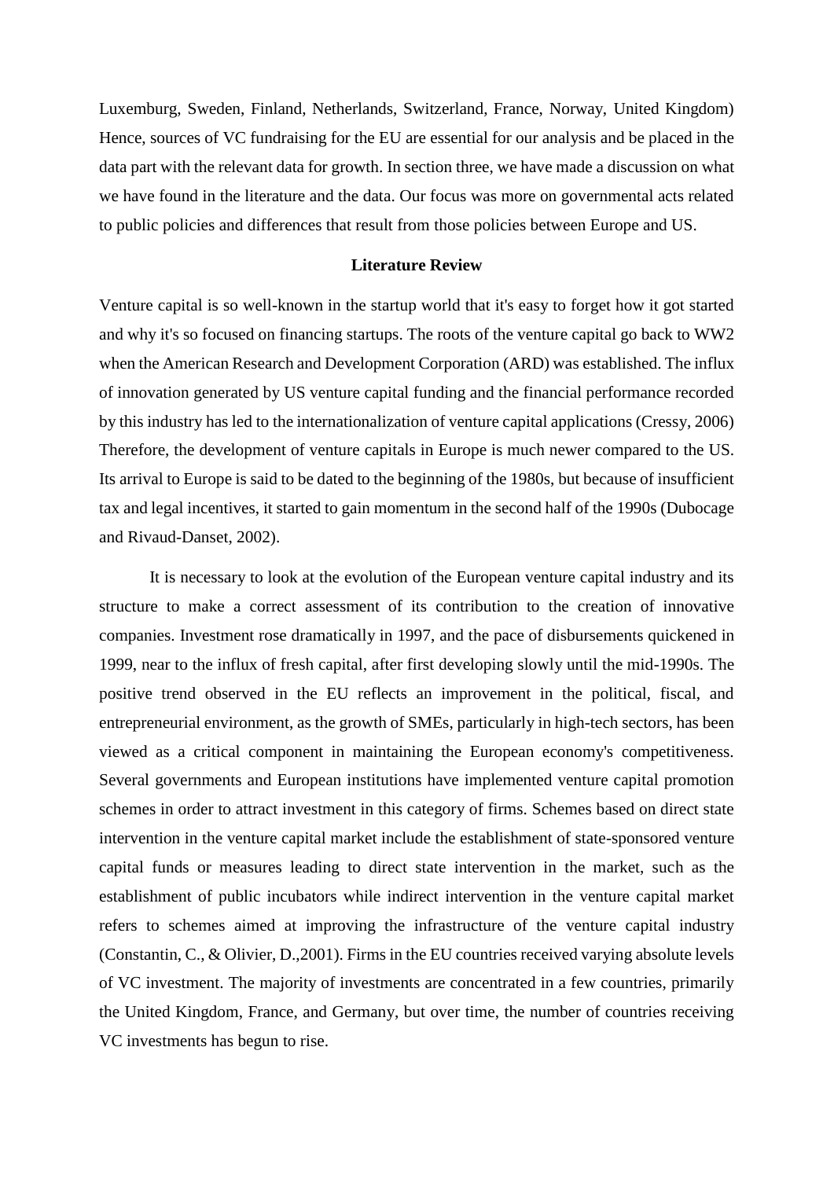Luxemburg, Sweden, Finland, Netherlands, Switzerland, France, Norway, United Kingdom) Hence, sources of VC fundraising for the EU are essential for our analysis and be placed in the data part with the relevant data for growth. In section three, we have made a discussion on what we have found in the literature and the data. Our focus was more on governmental acts related to public policies and differences that result from those policies between Europe and US.

## Literature Review

Venture capital is so well-known in the startup world that it's easy to forget how it got started and why it's so focused on financing startups. The roots of the venture capital go back to WW2 when the American Research and Development Corporation (ARD) was established. The influx of innovation generated by US venture capital funding and the financial performance recorded by this industry has led to the internationalization of venture capital applications (Cressy, 2006) Therefore, the development of venture capitals in Europe is much newer compared to the US. Its arrival to Europe is said to be dated to the beginning of the 1980s, but because of insufficient tax and legal incentives, it started to gain momentum in the second half of the 1990s (Dubocage and Rivaud-Danset, 2002).

It is necessary to look at the evolution of the European venture capital industry and its structure to make a correct assessment of its contribution to the creation of innovative companies. Investment rose dramatically in 1997, and the pace of disbursements quickened in 1999, near to the influx of fresh capital, after first developing slowly until the mid-1990s. The positive trend observed in the EU reflects an improvement in the political, fiscal, and entrepreneurial environment, as the growth of SMEs, particularly in high-tech sectors, has been viewed as a critical component in maintaining the European economy's competitiveness. Several governments and European institutions have implemented venture capital promotion schemes in order to attract investment in this category of firms. Schemes based on direct state intervention in the venture capital market include the establishment of state-sponsored venture capital funds or measures leading to direct state intervention in the market, such as the establishment of public incubators while indirect intervention in the venture capital market refers to schemes aimed at improving the infrastructure of the venture capital industry (Constantin, C., & Olivier, D.,2001). Firms in the EU countries received varying absolute levels of VC investment. The majority of investments are concentrated in a few countries, primarily the United Kingdom, France, and Germany, but over time, the number of countries receiving VC investments has begun to rise.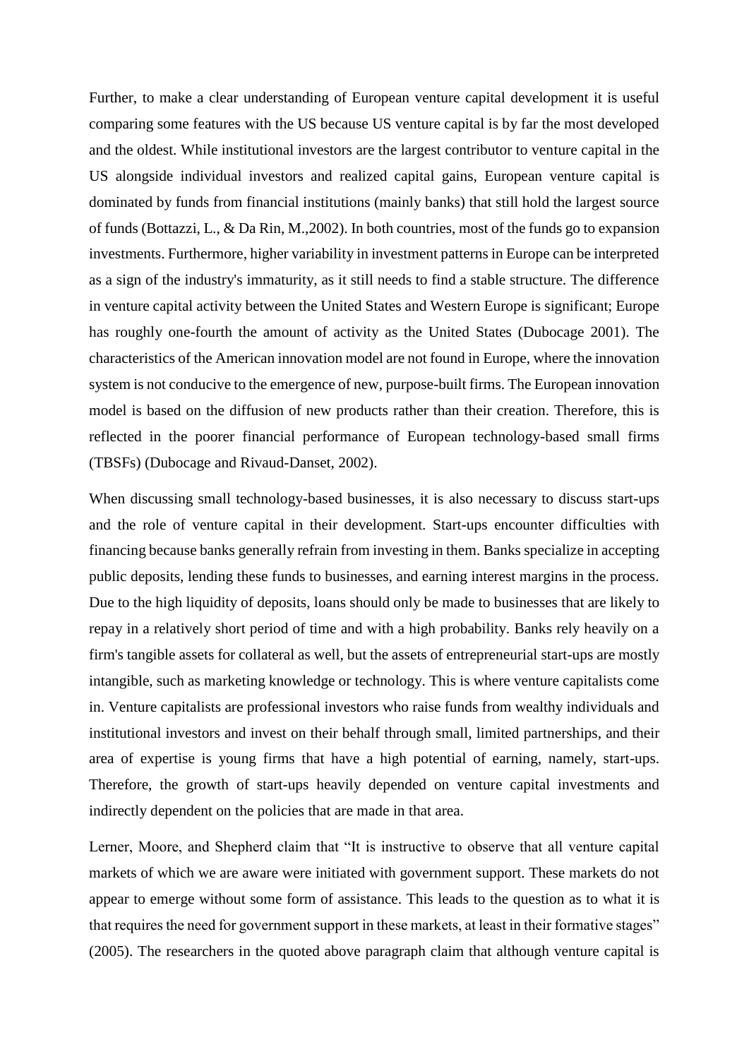Further, to make a clear understanding of European venture capital development it is useful comparing some features with the US because US venture capital is by far the most developed and the oldest. While institutional investors are the largest contributor to venture capital in the US alongside individual investors and realized capital gains, European venture capital is dominated by funds from financial institutions (mainly banks) that still hold the largest source of funds (Bottazzi, L., & Da Rin, M.,2002). In both countries, most of the funds go to expansion investments. Furthermore, higher variability in investment patterns in Europe can be interpreted as a sign of the industry's immaturity, as it still needs to find a stable structure. The difference in venture capital activity between the United States and Western Europe is significant; Europe has roughly one-fourth the amount of activity as the United States (Dubocage 2001). The characteristics of the American innovation model are not found in Europe, where the innovation system is not conducive to the emergence of new, purpose-built firms. The European innovation model is based on the diffusion of new products rather than their creation. Therefore, this is reflected in the poorer financial performance of European technology-based small firms (TBSFs) (Dubocage and Rivaud-Danset, 2002).

When discussing small technology-based businesses, it is also necessary to discuss start-ups and the role of venture capital in their development. Start-ups encounter difficulties with financing because banks generally refrain from investing in them. Banks specialize in accepting public deposits, lending these funds to businesses, and earning interest margins in the process. Due to the high liquidity of deposits, loans should only be made to businesses that are likely to repay in a relatively short period of time and with a high probability. Banks rely heavily on a firm's tangible assets for collateral as well, but the assets of entrepreneurial start-ups are mostly intangible, such as marketing knowledge or technology. This is where venture capitalists come in. Venture capitalists are professional investors who raise funds from wealthy individuals and institutional investors and invest on their behalf through small, limited partnerships, and their area of expertise is young firms that have a high potential of earning, namely, start-ups. Therefore, the growth of start-ups heavily depended on venture capital investments and indirectly dependent on the policies that are made in that area.

Lerner, Moore, and Shepherd claim that "It is instructive to observe that all venture capital markets of which we are aware were initiated with government support. These markets do not appear to emerge without some form of assistance. This leads to the question as to what it is that requires the need for government support in these markets, at least in their formative stages" (2005). The researchers in the quoted above paragraph claim that although venture capital is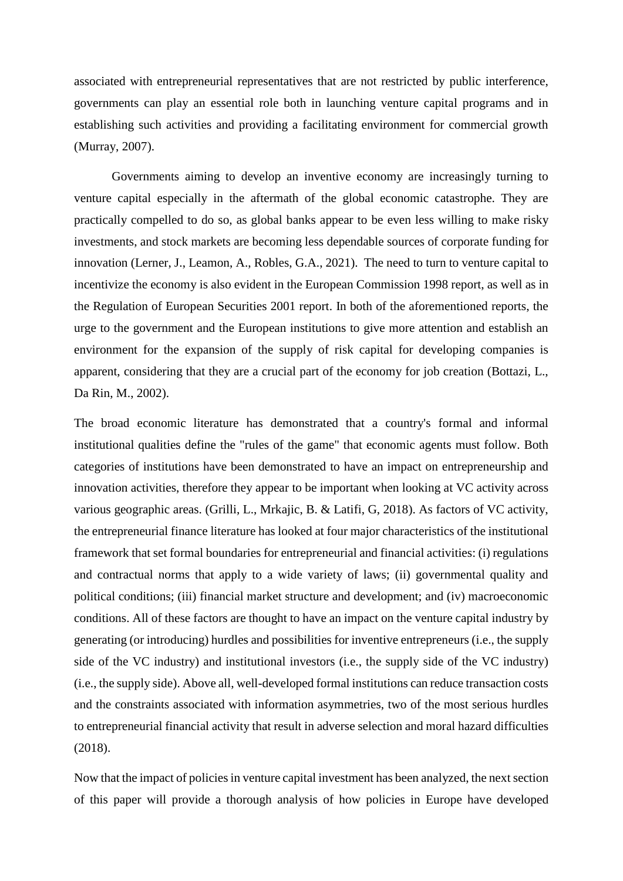associated with entrepreneurial representatives that are not restricted by public interference, governments can play an essential role both in launching venture capital programs and in establishing such activities and providing a facilitating environment for commercial growth (Murray, 2007).

Governments aiming to develop an inventive economy are increasingly turning to venture capital especially in the aftermath of the global economic catastrophe. They are practically compelled to do so, as global banks appear to be even less willing to make risky investments, and stock markets are becoming less dependable sources of corporate funding for innovation (Lerner, J., Leamon, A., Robles, G.A., 2021). The need to turn to venture capital to incentivize the economy is also evident in the European Commission 1998 report, as well as in the Regulation of European Securities 2001 report. In both of the aforementioned reports, the urge to the government and the European institutions to give more attention and establish an environment for the expansion of the supply of risk capital for developing companies is apparent, considering that they are a crucial part of the economy for job creation (Bottazi, L., Da Rin, M., 2002).

The broad economic literature has demonstrated that a country's formal and informal institutional qualities define the "rules of the game" that economic agents must follow. Both categories of institutions have been demonstrated to have an impact on entrepreneurship and innovation activities, therefore they appear to be important when looking at VC activity across various geographic areas. (Grilli, L., Mrkajic, B. & Latifi, G, 2018). As factors of VC activity, the entrepreneurial finance literature has looked at four major characteristics of the institutional framework that set formal boundaries for entrepreneurial and financial activities: (i) regulations and contractual norms that apply to a wide variety of laws; (ii) governmental quality and political conditions; (iii) financial market structure and development; and (iv) macroeconomic conditions. All of these factors are thought to have an impact on the venture capital industry by generating (or introducing) hurdles and possibilities for inventive entrepreneurs (i.e., the supply side of the VC industry) and institutional investors (i.e., the supply side of the VC industry) (i.e., the supply side). Above all, well-developed formal institutions can reduce transaction costs and the constraints associated with information asymmetries, two of the most serious hurdles to entrepreneurial financial activity that result in adverse selection and moral hazard difficulties (2018).

Now that the impact of policies in venture capital investment has been analyzed, the next section of this paper will provide a thorough analysis of how policies in Europe have developed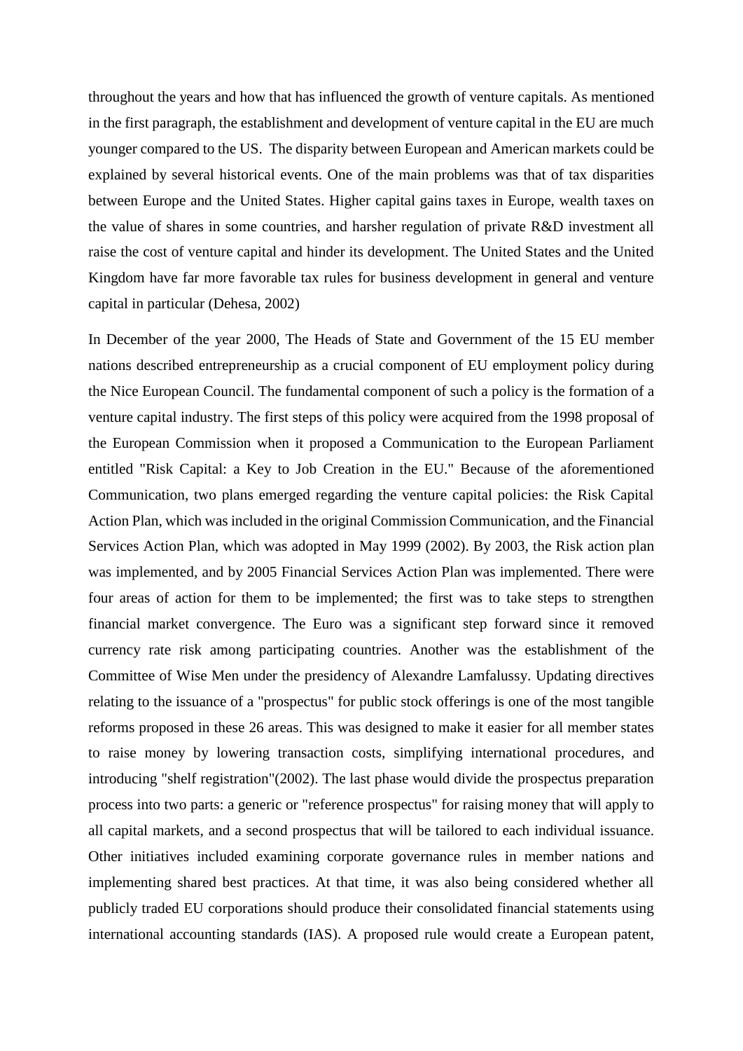throughout the years and how that has influenced the growth of venture capitals. As mentioned in the first paragraph, the establishment and development of venture capital in the EU are much younger compared to the US. The disparity between European and American markets could be explained by several historical events. One of the main problems was that of tax disparities between Europe and the United States. Higher capital gains taxes in Europe, wealth taxes on the value of shares in some countries, and harsher regulation of private R&D investment all raise the cost of venture capital and hinder its development. The United States and the United Kingdom have far more favorable tax rules for business development in general and venture capital in particular (Dehesa, 2002)

In December of the year 2000, The Heads of State and Government of the 15 EU member nations described entrepreneurship as a crucial component of EU employment policy during the Nice European Council. The fundamental component of such a policy is the formation of a venture capital industry. The first steps of this policy were acquired from the 1998 proposal of the European Commission when it proposed a Communication to the European Parliament entitled "Risk Capital: a Key to Job Creation in the EU." Because of the aforementioned Communication, two plans emerged regarding the venture capital policies: the Risk Capital Action Plan, which was included in the original Commission Communication, and the Financial Services Action Plan, which was adopted in May 1999 (2002). By 2003, the Risk action plan was implemented, and by 2005 Financial Services Action Plan was implemented. There were four areas of action for them to be implemented; the first was to take steps to strengthen financial market convergence. The Euro was a significant step forward since it removed currency rate risk among participating countries. Another was the establishment of the Committee of Wise Men under the presidency of Alexandre Lamfalussy. Updating directives relating to the issuance of a "prospectus" for public stock offerings is one of the most tangible reforms proposed in these 26 areas. This was designed to make it easier for all member states to raise money by lowering transaction costs, simplifying international procedures, and introducing "shelf registration"(2002). The last phase would divide the prospectus preparation process into two parts: a generic or "reference prospectus" for raising money that will apply to all capital markets, and a second prospectus that will be tailored to each individual issuance. Other initiatives included examining corporate governance rules in member nations and implementing shared best practices. At that time, it was also being considered whether all publicly traded EU corporations should produce their consolidated financial statements using international accounting standards (IAS). A proposed rule would create a European patent,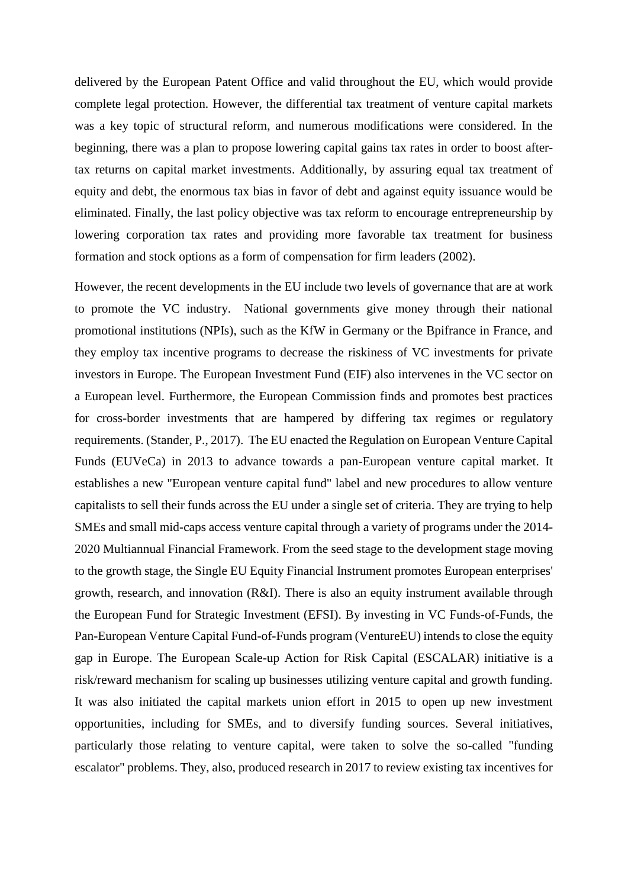delivered by the European Patent Office and valid throughout the EU, which would provide complete legal protection. However, the differential tax treatment of venture capital markets was a key topic of structural reform, and numerous modifications were considered. In the beginning, there was a plan to propose lowering capital gains tax rates in order to boost after-tax returns on capital market investments. Additionally, by assuring equal tax treatment of equity and debt, the enormous tax bias in favor of debt and against equity issuance would be eliminated. Finally, the last policy objective was tax reform to encourage entrepreneurship by lowering corporation tax rates and providing more favorable tax treatment for business formation and stock options as a form of compensation for firm leaders (2002).

However, the recent developments in the EU include two levels of governance that are at work to promote the VC industry. National governments give money through their national promotional institutions (NPIs), such as the KfW in Germany or the Bpifrance in France, and they employ tax incentive programs to decrease the riskiness of VC investments for private investors in Europe. The European Investment Fund (EIF) also intervenes in the VC sector on a European level. Furthermore, the European Commission finds and promotes best practices for cross-border investments that are hampered by differing tax regimes or regulatory requirements. (Stander, P., 2017). The EU enacted the Regulation on European Venture Capital Funds (EUVeCa) in 2013 to advance towards a pan-European venture capital market. It establishes a new "European venture capital fund" label and new procedures to allow venture capitalists to sell their funds across the EU under a single set of criteria. They are trying to help SMEs and small mid-caps access venture capital through a variety of programs under the 2014-2020 Multiannual Financial Framework. From the seed stage to the development stage moving to the growth stage, the Single EU Equity Financial Instrument promotes European enterprises' growth, research, and innovation (R&I). There is also an equity instrument available through the European Fund for Strategic Investment (EFSI). By investing in VC Funds-of-Funds, the Pan-European Venture Capital Fund-of-Funds program (VentureEU) intends to close the equity gap in Europe. The European Scale-up Action for Risk Capital (ESCALAR) initiative is a risk/reward mechanism for scaling up businesses utilizing venture capital and growth funding. It was also initiated the capital markets union effort in 2015 to open up new investment opportunities, including for SMEs, and to diversify funding sources. Several initiatives, particularly those relating to venture capital, were taken to solve the so-called "funding escalator" problems. They, also, produced research in 2017 to review existing tax incentives for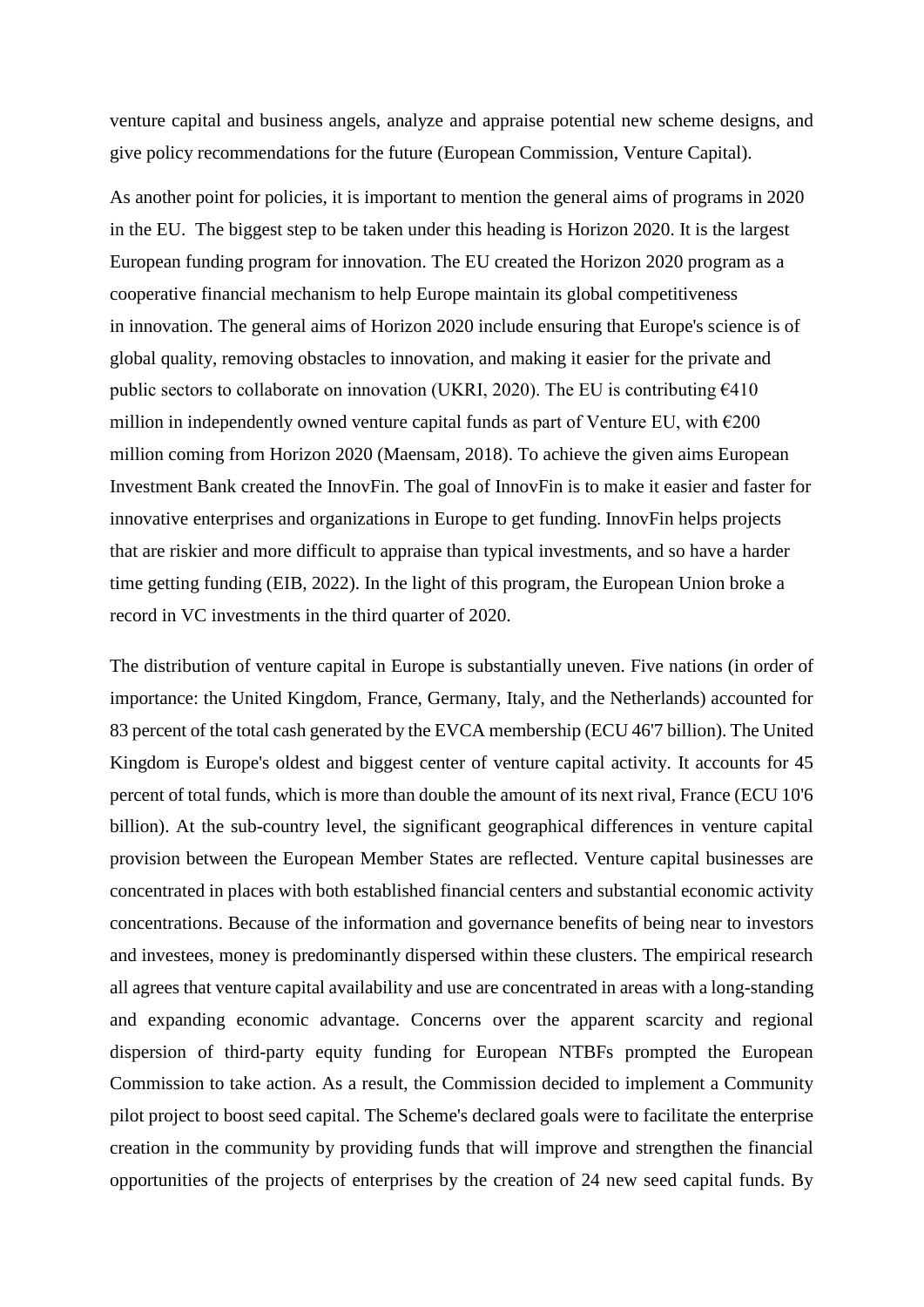venture capital and business angels, analyze and appraise potential new scheme designs, and give policy recommendations for the future (European Commission, Venture Capital).

As another point for policies, it is important to mention the general aims of programs in 2020 in the EU. The biggest step to be taken under this heading is Horizon 2020. It is the largest European funding program for innovation. The EU created the Horizon 2020 program as a cooperative financial mechanism to help Europe maintain its global competitiveness in innovation. The general aims of Horizon 2020 include ensuring that Europe's science is of global quality, removing obstacles to innovation, and making it easier for the private and public sectors to collaborate on innovation (UKRI, 2020). The EU is contributing €410 million in independently owned venture capital funds as part of Venture EU, with €200 million coming from Horizon 2020 (Maensam, 2018). To achieve the given aims European Investment Bank created the InnovFin. The goal of InnovFin is to make it easier and faster for innovative enterprises and organizations in Europe to get funding. InnovFin helps projects that are riskier and more difficult to appraise than typical investments, and so have a harder time getting funding (EIB, 2022). In the light of this program, the European Union broke a record in VC investments in the third quarter of 2020.

The distribution of venture capital in Europe is substantially uneven. Five nations (in order of importance: the United Kingdom, France, Germany, Italy, and the Netherlands) accounted for 83 percent of the total cash generated by the EVCA membership (ECU 46'7 billion). The United Kingdom is Europe's oldest and biggest center of venture capital activity. It accounts for 45 percent of total funds, which is more than double the amount of its next rival, France (ECU 10'6 billion). At the sub-country level, the significant geographical differences in venture capital provision between the European Member States are reflected. Venture capital businesses are concentrated in places with both established financial centers and substantial economic activity concentrations. Because of the information and governance benefits of being near to investors and investees, money is predominantly dispersed within these clusters. The empirical research all agrees that venture capital availability and use are concentrated in areas with a long-standing and expanding economic advantage. Concerns over the apparent scarcity and regional dispersion of third-party equity funding for European NTBFs prompted the European Commission to take action. As a result, the Commission decided to implement a Community pilot project to boost seed capital. The Scheme's declared goals were to facilitate the enterprise creation in the community by providing funds that will improve and strengthen the financial opportunities of the projects of enterprises by the creation of 24 new seed capital funds. By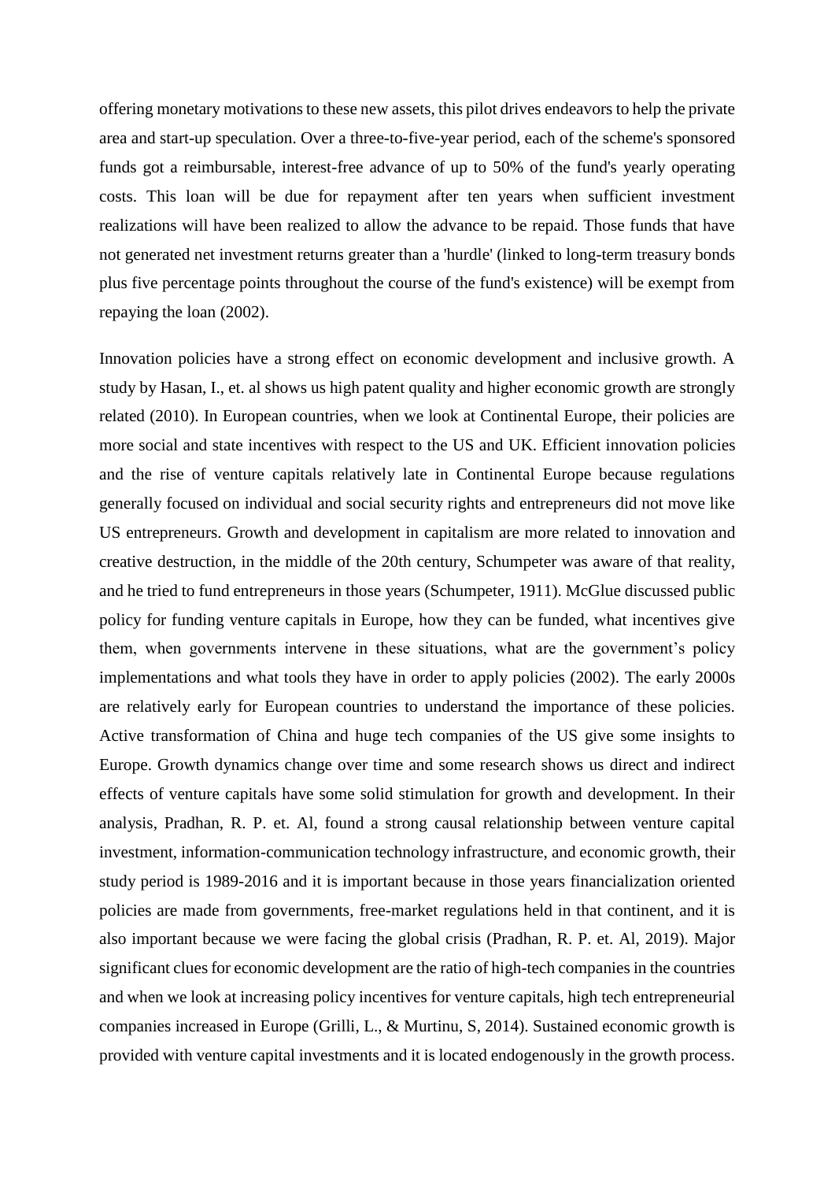offering monetary motivations to these new assets, this pilot drives endeavors to help the private area and start-up speculation. Over a three-to-five-year period, each of the scheme's sponsored funds got a reimbursable, interest-free advance of up to 50% of the fund's yearly operating costs. This loan will be due for repayment after ten years when sufficient investment realizations will have been realized to allow the advance to be repaid. Those funds that have not generated net investment returns greater than a 'hurdle' (linked to long-term treasury bonds plus five percentage points throughout the course of the fund's existence) will be exempt from repaying the loan (2002).

Innovation policies have a strong effect on economic development and inclusive growth. A study by Hasan, I., et. al shows us high patent quality and higher economic growth are strongly related (2010). In European countries, when we look at Continental Europe, their policies are more social and state incentives with respect to the US and UK. Efficient innovation policies and the rise of venture capitals relatively late in Continental Europe because regulations generally focused on individual and social security rights and entrepreneurs did not move like US entrepreneurs. Growth and development in capitalism are more related to innovation and creative destruction, in the middle of the 20th century, Schumpeter was aware of that reality, and he tried to fund entrepreneurs in those years (Schumpeter, 1911). McGlue discussed public policy for funding venture capitals in Europe, how they can be funded, what incentives give them, when governments intervene in these situations, what are the government's policy implementations and what tools they have in order to apply policies (2002). The early 2000s are relatively early for European countries to understand the importance of these policies. Active transformation of China and huge tech companies of the US give some insights to Europe. Growth dynamics change over time and some research shows us direct and indirect effects of venture capitals have some solid stimulation for growth and development. In their analysis, Pradhan, R. P. et. Al, found a strong causal relationship between venture capital investment, information-communication technology infrastructure, and economic growth, their study period is 1989-2016 and it is important because in those years financialization oriented policies are made from governments, free-market regulations held in that continent, and it is also important because we were facing the global crisis (Pradhan, R. P. et. Al, 2019). Major significant clues for economic development are the ratio of high-tech companies in the countries and when we look at increasing policy incentives for venture capitals, high tech entrepreneurial companies increased in Europe (Grilli, L., & Murtinu, S, 2014). Sustained economic growth is provided with venture capital investments and it is located endogenously in the growth process.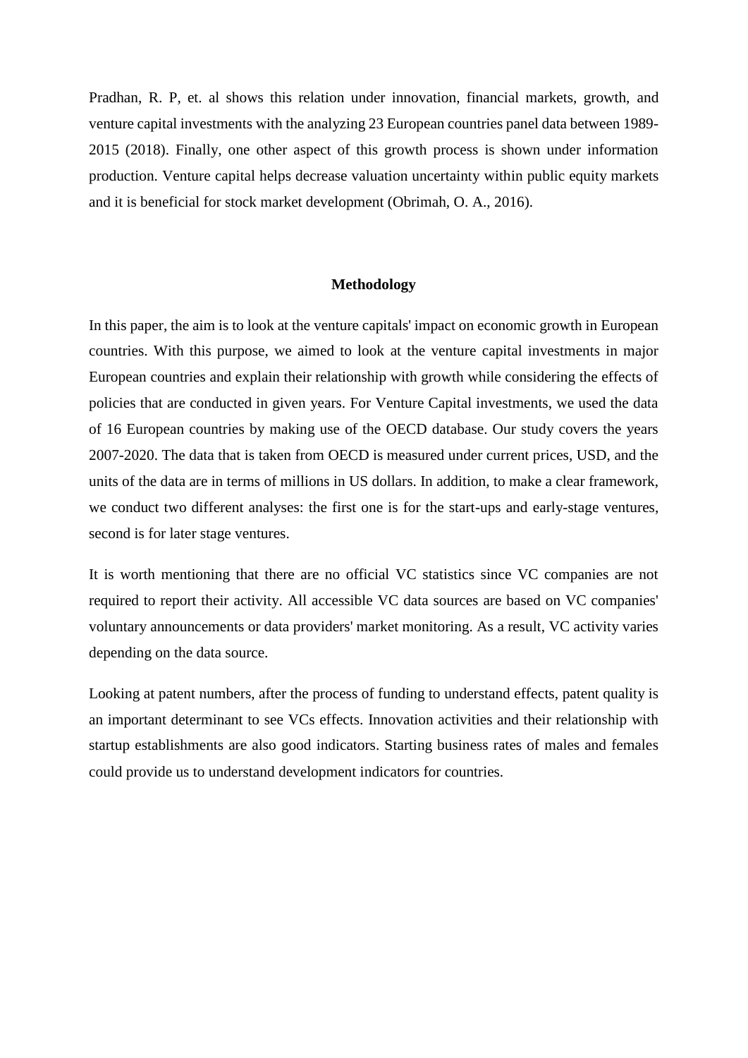Pradhan, R. P, et. al shows this relation under innovation, financial markets, growth, and venture capital investments with the analyzing 23 European countries panel data between 1989-2015 (2018). Finally, one other aspect of this growth process is shown under information production. Venture capital helps decrease valuation uncertainty within public equity markets and it is beneficial for stock market development (Obrimah, O. A., 2016).

## Methodology

In this paper, the aim is to look at the venture capitals' impact on economic growth in European countries. With this purpose, we aimed to look at the venture capital investments in major European countries and explain their relationship with growth while considering the effects of policies that are conducted in given years. For Venture Capital investments, we used the data of 16 European countries by making use of the OECD database. Our study covers the years 2007-2020. The data that is taken from OECD is measured under current prices, USD, and the units of the data are in terms of millions in US dollars. In addition, to make a clear framework, we conduct two different analyses: the first one is for the start-ups and early-stage ventures, second is for later stage ventures.

It is worth mentioning that there are no official VC statistics since VC companies are not required to report their activity. All accessible VC data sources are based on VC companies' voluntary announcements or data providers' market monitoring. As a result, VC activity varies depending on the data source.

Looking at patent numbers, after the process of funding to understand effects, patent quality is an important determinant to see VCs effects. Innovation activities and their relationship with startup establishments are also good indicators. Starting business rates of males and females could provide us to understand development indicators for countries.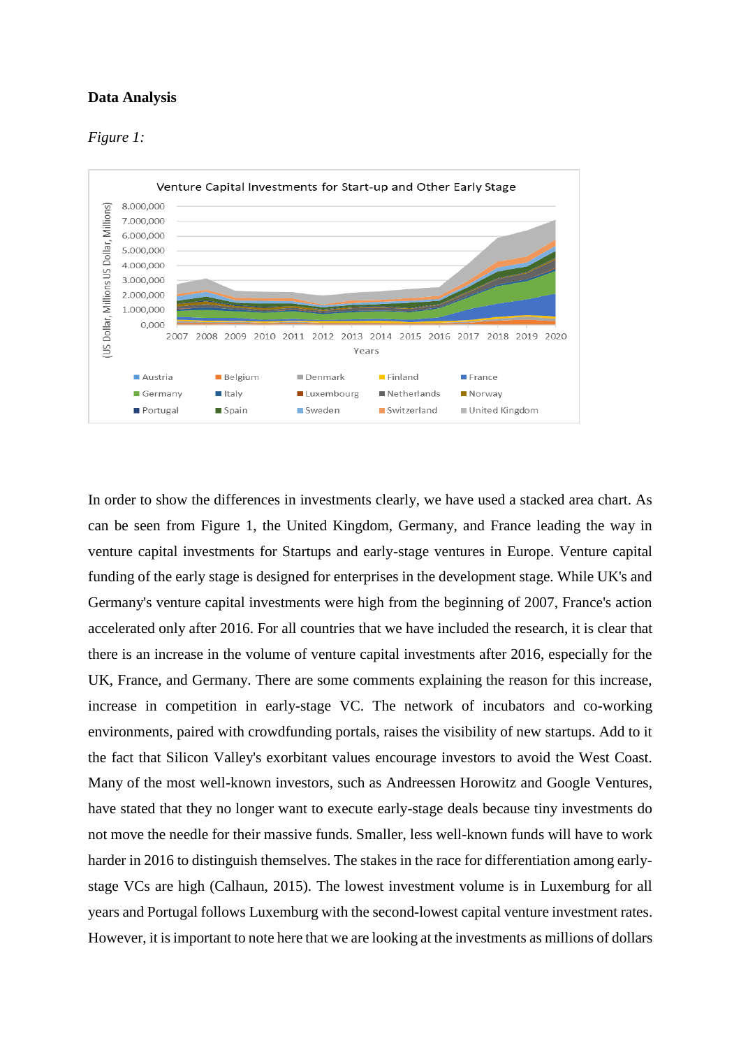**Data Analysis**

*Figure 1:*

In order to show the differences in investments clearly, we have used a stacked area chart. As can be seen from Figure 1, the United Kingdom, Germany, and France leading the way in venture capital investments for Startups and early-stage ventures in Europe. Venture capital funding of the early stage is designed for enterprises in the development stage. While UK's and Germany's venture capital investments were high from the beginning of 2007, France's action accelerated only after 2016. For all countries that we have included the research, it is clear that there is an increase in the volume of venture capital investments after 2016, especially for the UK, France, and Germany. There are some comments explaining the reason for this increase, increase in competition in early-stage VC. The network of incubators and co-working environments, paired with crowdfunding portals, raises the visibility of new startups. Add to it the fact that Silicon Valley's exorbitant values encourage investors to avoid the West Coast. Many of the most well-known investors, such as Andreessen Horowitz and Google Ventures, have stated that they no longer want to execute early-stage deals because tiny investments do not move the needle for their massive funds. Smaller, less well-known funds will have to work harder in 2016 to distinguish themselves. The stakes in the race for differentiation among early-stage VCs are high (Calhaun, 2015). The lowest investment volume is in Luxemburg for all years and Portugal follows Luxemburg with the second-lowest capital venture investment rates. However, it is important to note here that we are looking at the investments as millions of dollars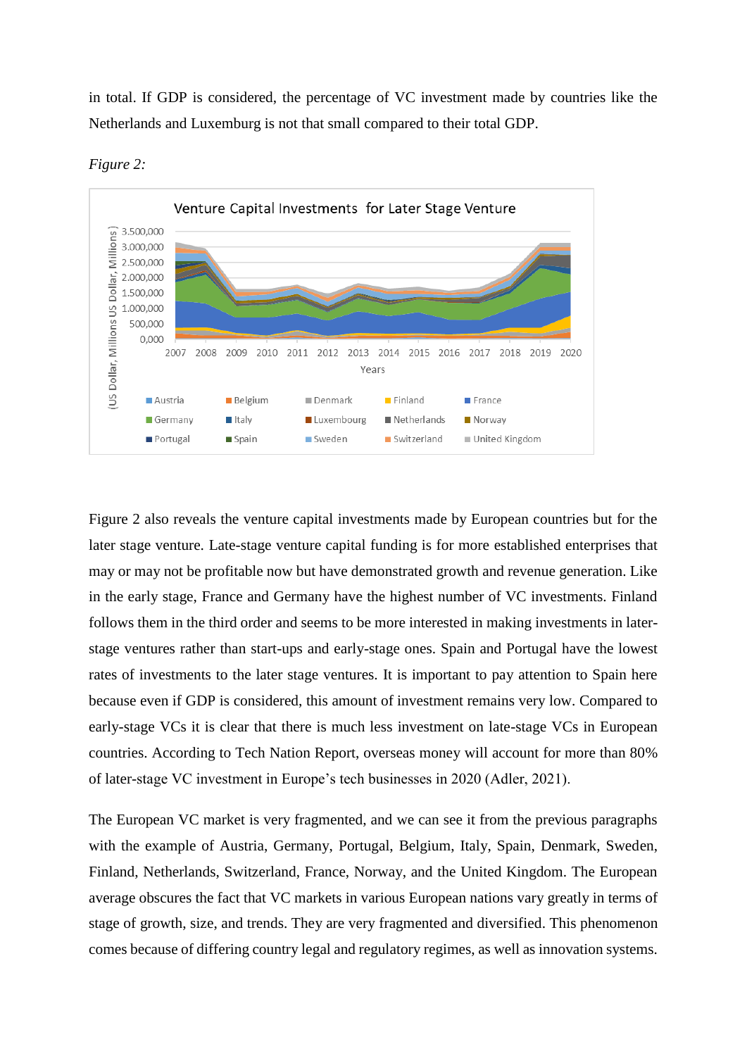in total. If GDP is considered, the percentage of VC investment made by countries like the Netherlands and Luxemburg is not that small compared to their total GDP.

*Figure 2:*

Venture Capital Investments for Later Stage Venture

Figure 2 also reveals the venture capital investments made by European countries but for the later stage venture. Late-stage venture capital funding is for more established enterprises that may or may not be profitable now but have demonstrated growth and revenue generation. Like in the early stage, France and Germany have the highest number of VC investments. Finland follows them in the third order and seems to be more interested in making investments in later-stage ventures rather than start-ups and early-stage ones. Spain and Portugal have the lowest rates of investments to the later stage ventures. It is important to pay attention to Spain here because even if GDP is considered, this amount of investment remains very low. Compared to early-stage VCs it is clear that there is much less investment on late-stage VCs in European countries. According to Tech Nation Report, overseas money will account for more than 80% of later-stage VC investment in Europe's tech businesses in 2020 (Adler, 2021).

The European VC market is very fragmented, and we can see it from the previous paragraphs with the example of Austria, Germany, Portugal, Belgium, Italy, Spain, Denmark, Sweden, Finland, Netherlands, Switzerland, France, Norway, and the United Kingdom. The European average obscures the fact that VC markets in various European nations vary greatly in terms of stage of growth, size, and trends. They are very fragmented and diversified. This phenomenon comes because of differing country legal and regulatory regimes, as well as innovation systems.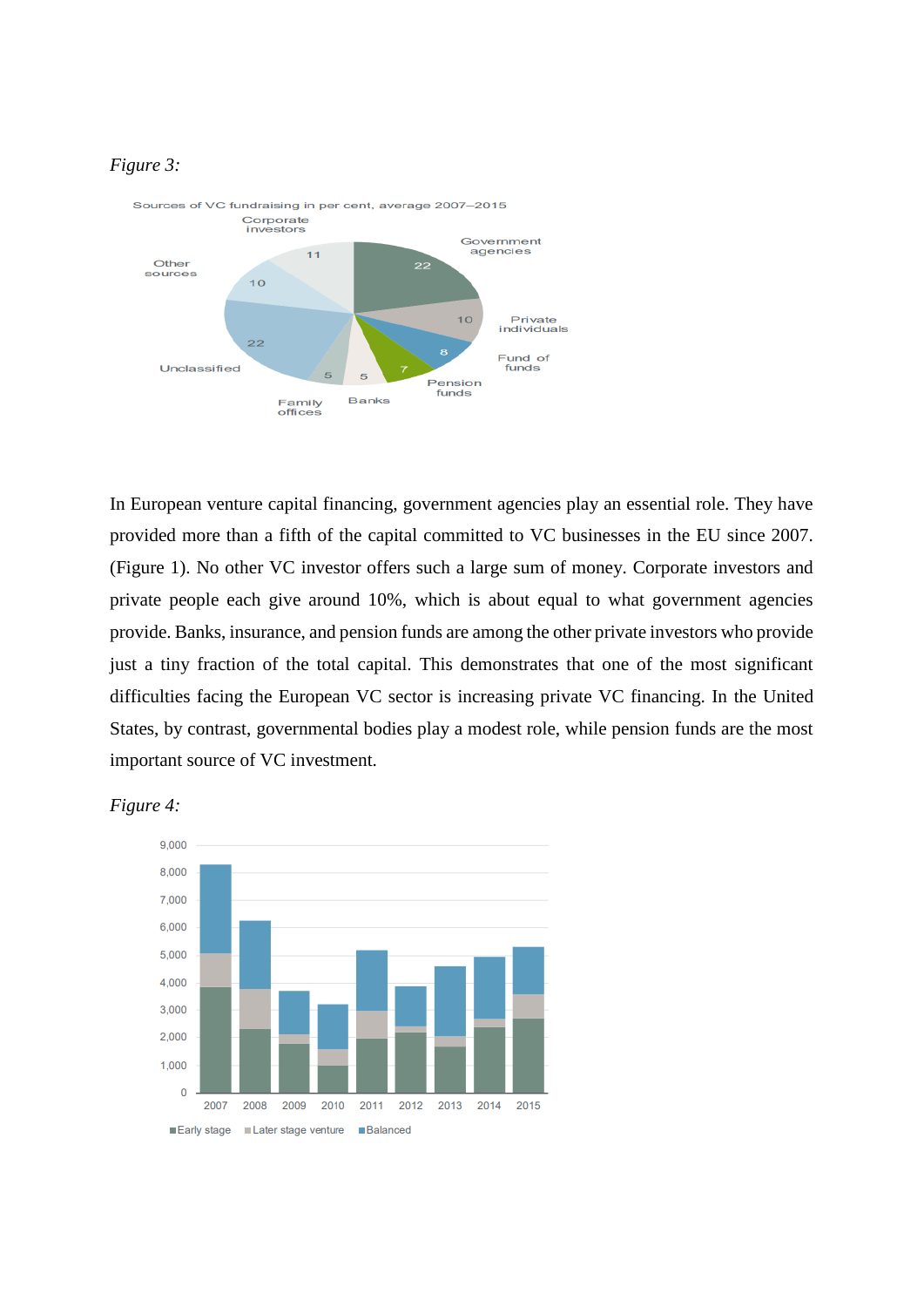*Figure 3:*

In European venture capital financing, government agencies play an essential role. They have provided more than a fifth of the capital committed to VC businesses in the EU since 2007. (Figure 1). No other VC investor offers such a large sum of money. Corporate investors and private people each give around 10%, which is about equal to what government agencies provide. Banks, insurance, and pension funds are among the other private investors who provide just a tiny fraction of the total capital. This demonstrates that one of the most significant difficulties facing the European VC sector is increasing private VC financing. In the United States, by contrast, governmental bodies play a modest role, while pension funds are the most important source of VC investment.

*Figure 4:*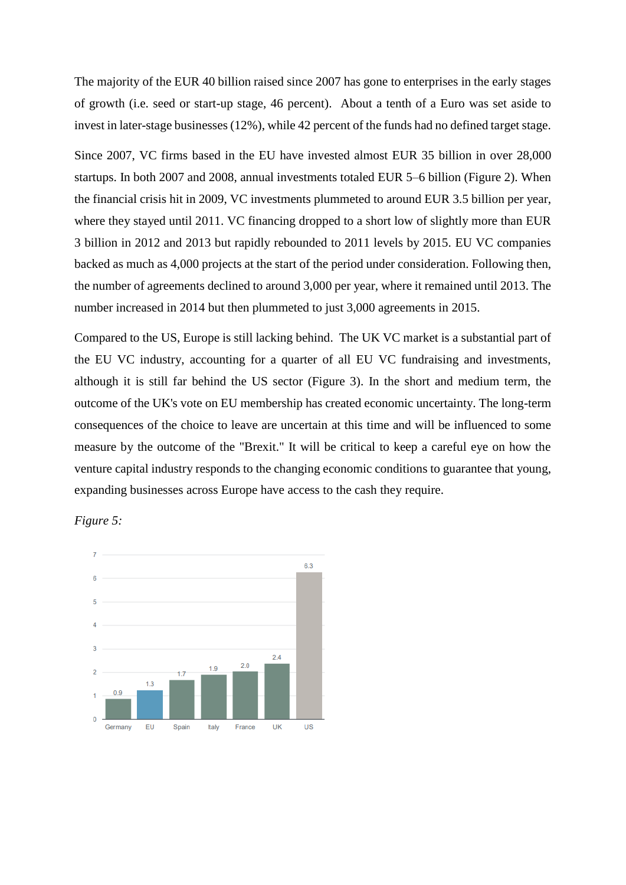The majority of the EUR 40 billion raised since 2007 has gone to enterprises in the early stages of growth (i.e. seed or start-up stage, 46 percent). About a tenth of a Euro was set aside to invest in later-stage businesses (12%), while 42 percent of the funds had no defined target stage.

Since 2007, VC firms based in the EU have invested almost EUR 35 billion in over 28,000 startups. In both 2007 and 2008, annual investments totaled EUR 5–6 billion (Figure 2). When the financial crisis hit in 2009, VC investments plummeted to around EUR 3.5 billion per year, where they stayed until 2011. VC financing dropped to a short low of slightly more than EUR 3 billion in 2012 and 2013 but rapidly rebounded to 2011 levels by 2015. EU VC companies backed as much as 4,000 projects at the start of the period under consideration. Following then, the number of agreements declined to around 3,000 per year, where it remained until 2013. The number increased in 2014 but then plummeted to just 3,000 agreements in 2015.

Compared to the US, Europe is still lacking behind. The UK VC market is a substantial part of the EU VC industry, accounting for a quarter of all EU VC fundraising and investments, although it is still far behind the US sector (Figure 3). In the short and medium term, the outcome of the UK's vote on EU membership has created economic uncertainty. The long-term consequences of the choice to leave are uncertain at this time and will be influenced to some measure by the outcome of the "Brexit." It will be critical to keep a careful eye on how the venture capital industry responds to the changing economic conditions to guarantee that young, expanding businesses across Europe have access to the cash they require.

*Figure 5:*

| Germany | EU | Spain | Italy | France | UK | US |
|---|---|---|---|---|---|---|
| 0.9 | 1.3 | 1.7 | 1.9 | 2.0 | 2.4 | 6.3 |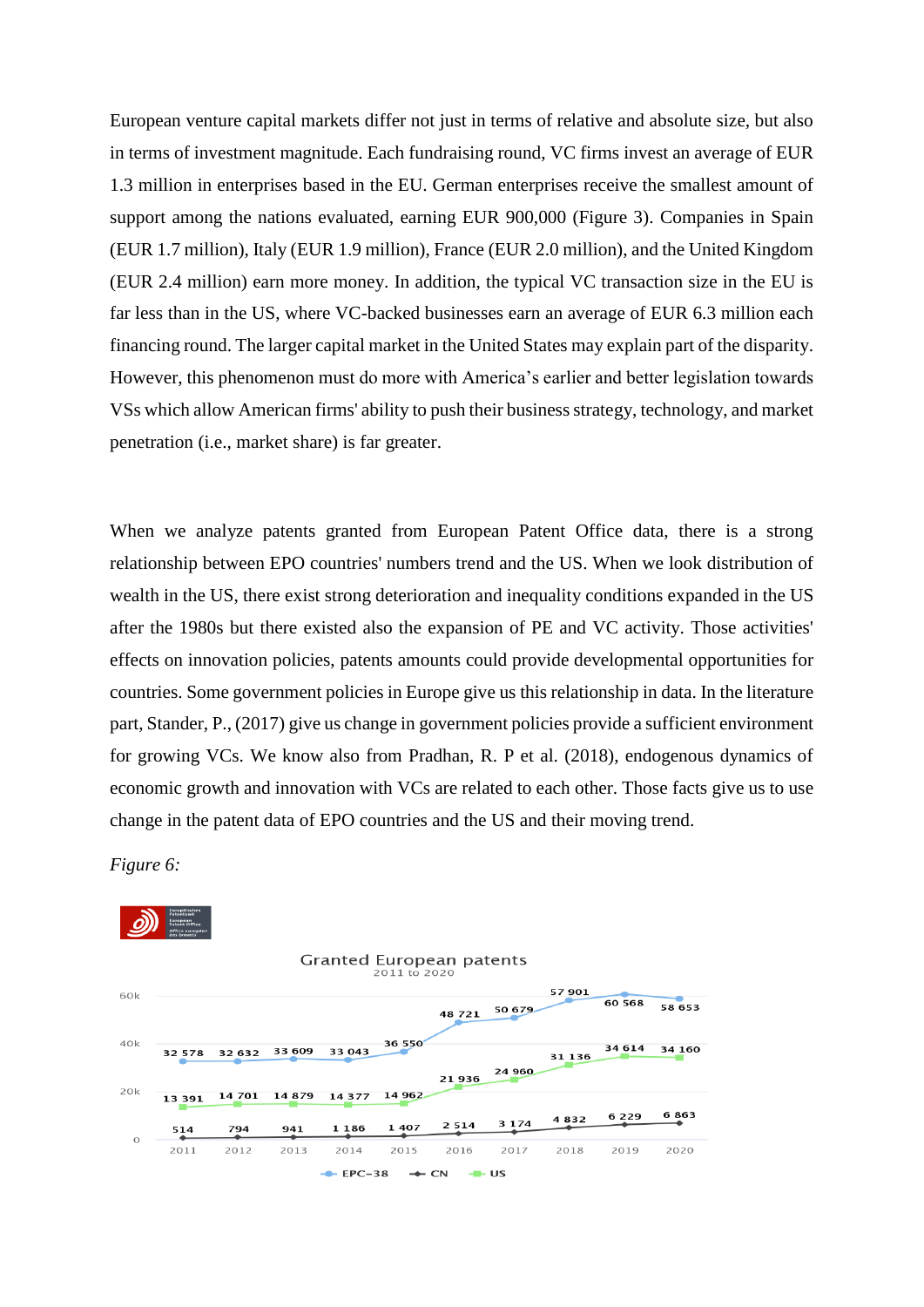European venture capital markets differ not just in terms of relative and absolute size, but also in terms of investment magnitude. Each fundraising round, VC firms invest an average of EUR 1.3 million in enterprises based in the EU. German enterprises receive the smallest amount of support among the nations evaluated, earning EUR 900,000 (Figure 3). Companies in Spain (EUR 1.7 million), Italy (EUR 1.9 million), France (EUR 2.0 million), and the United Kingdom (EUR 2.4 million) earn more money. In addition, the typical VC transaction size in the EU is far less than in the US, where VC-backed businesses earn an average of EUR 6.3 million each financing round. The larger capital market in the United States may explain part of the disparity. However, this phenomenon must do more with America's earlier and better legislation towards VSs which allow American firms' ability to push their business strategy, technology, and market penetration (i.e., market share) is far greater.

When we analyze patents granted from European Patent Office data, there is a strong relationship between EPO countries' numbers trend and the US. When we look distribution of wealth in the US, there exist strong deterioration and inequality conditions expanded in the US after the 1980s but there existed also the expansion of PE and VC activity. Those activities' effects on innovation policies, patents amounts could provide developmental opportunities for countries. Some government policies in Europe give us this relationship in data. In the literature part, Stander, P., (2017) give us change in government policies provide a sufficient environment for growing VCs. We know also from Pradhan, R. P et al. (2018), endogenous dynamics of economic growth and innovation with VCs are related to each other. Those facts give us to use change in the patent data of EPO countries and the US and their moving trend.

*Figure 6:*

Granted European patents
2011 to 2020

| | 2011 | 2012 | 2013 | 2014 | 2015 | 2016 | 2017 | 2018 | 2019 | 2020 |
|---|---|---|---|---|---|---|---|---|---|---|
| EPC-38 | 32 578 | 32 632 | 33 609 | 33 043 | 36 550 | 48 721 | 50 679 | 57 901 | 60 568 | 58 653 |
| CN | 514 | 794 | 941 | 1 186 | 1 407 | 2 514 | 3 174 | 4 832 | 6 229 | 6 863 |
| US | 13 391 | 14 701 | 14 879 | 14 377 | 14 962 | 21 936 | 24 960 | 31 136 | 34 614 | 34 160 |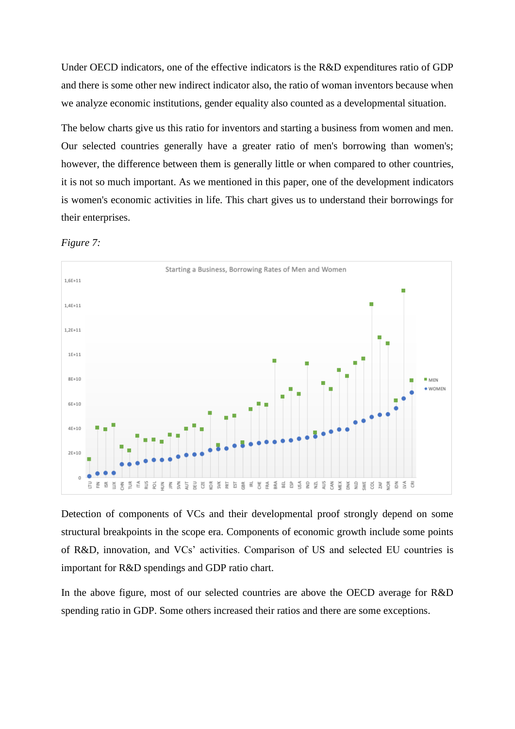Under OECD indicators, one of the effective indicators is the R&D expenditures ratio of GDP and there is some other new indirect indicator also, the ratio of woman inventors because when we analyze economic institutions, gender equality also counted as a developmental situation.

The below charts give us this ratio for inventors and starting a business from women and men. Our selected countries generally have a greater ratio of men's borrowing than women's; however, the difference between them is generally little or when compared to other countries, it is not so much important. As we mentioned in this paper, one of the development indicators is women's economic activities in life. This chart gives us to understand their borrowings for their enterprises.

*Figure 7:*

Detection of components of VCs and their developmental proof strongly depend on some structural breakpoints in the scope era. Components of economic growth include some points of R&D, innovation, and VCs' activities. Comparison of US and selected EU countries is important for R&D spendings and GDP ratio chart.

In the above figure, most of our selected countries are above the OECD average for R&D spending ratio in GDP. Some others increased their ratios and there are some exceptions.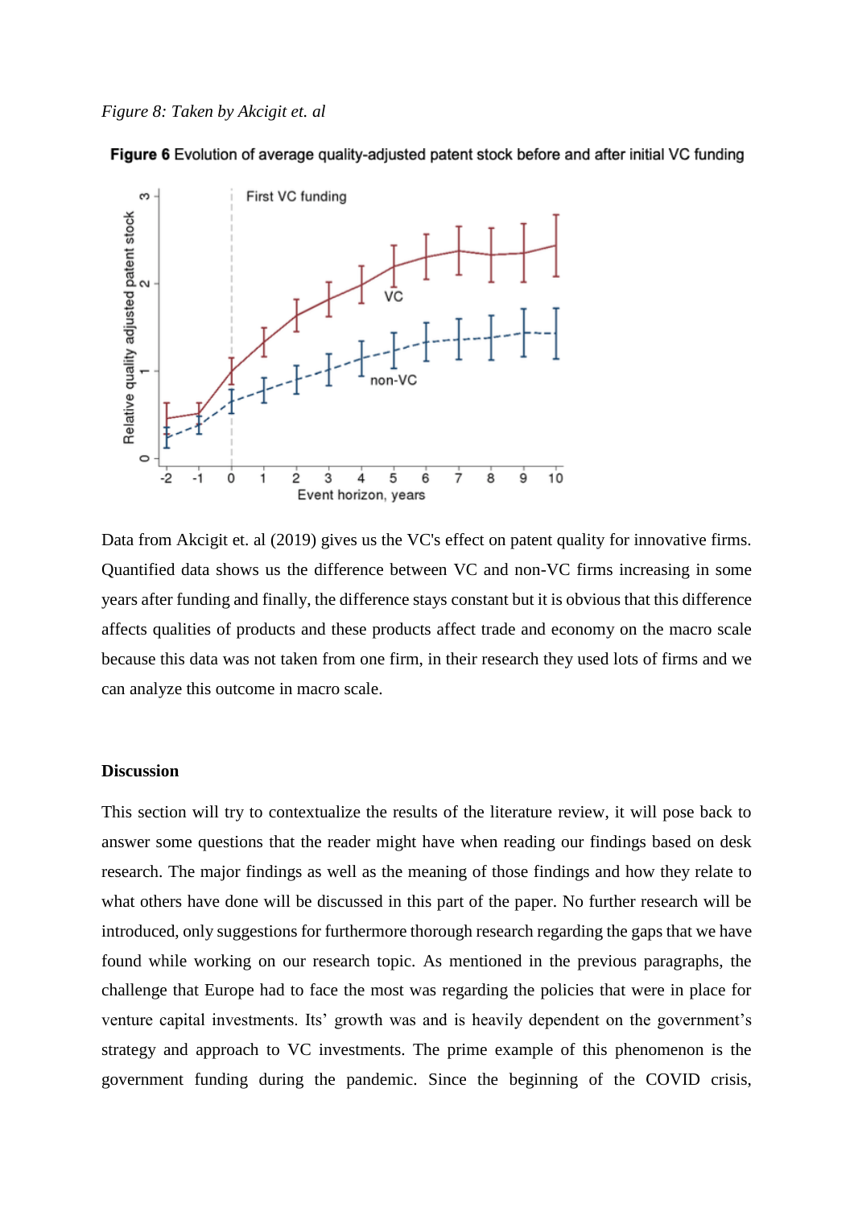*Figure 8: Taken by Akcigit et. al*

**Figure 6** Evolution of average quality-adjusted patent stock before and after initial VC funding

Data from Akcigit et. al (2019) gives us the VC's effect on patent quality for innovative firms. Quantified data shows us the difference between VC and non-VC firms increasing in some years after funding and finally, the difference stays constant but it is obvious that this difference affects qualities of products and these products affect trade and economy on the macro scale because this data was not taken from one firm, in their research they used lots of firms and we can analyze this outcome in macro scale.

### Discussion

This section will try to contextualize the results of the literature review, it will pose back to answer some questions that the reader might have when reading our findings based on desk research. The major findings as well as the meaning of those findings and how they relate to what others have done will be discussed in this part of the paper. No further research will be introduced, only suggestions for furthermore thorough research regarding the gaps that we have found while working on our research topic. As mentioned in the previous paragraphs, the challenge that Europe had to face the most was regarding the policies that were in place for venture capital investments. Its' growth was and is heavily dependent on the government's strategy and approach to VC investments. The prime example of this phenomenon is the government funding during the pandemic. Since the beginning of the COVID crisis,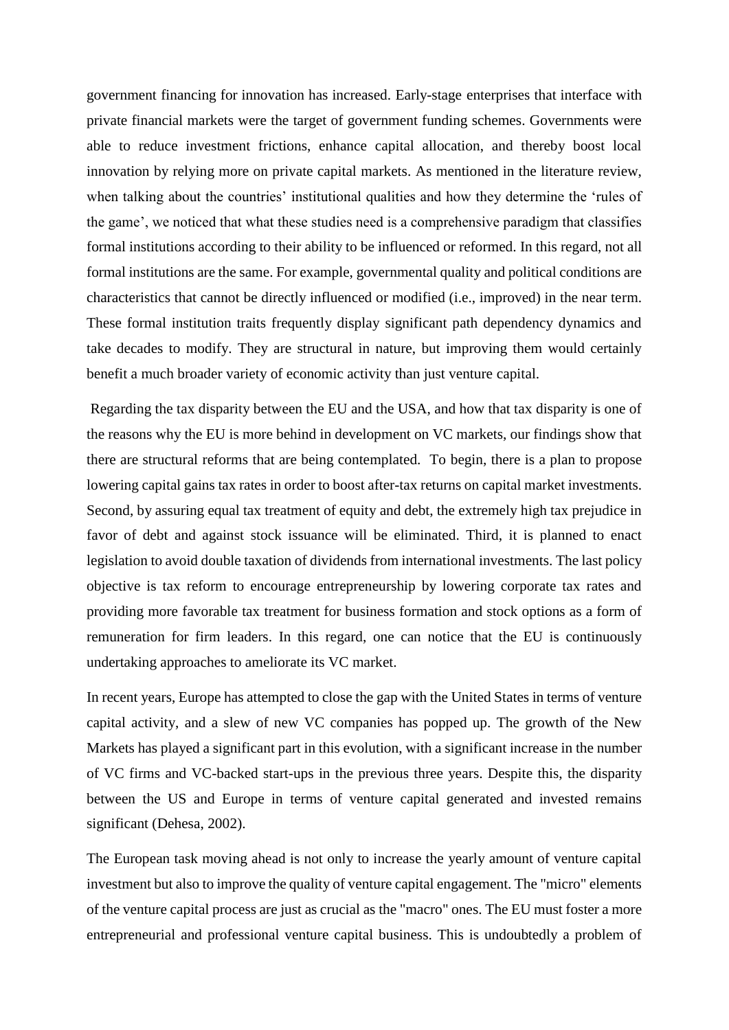government financing for innovation has increased. Early-stage enterprises that interface with private financial markets were the target of government funding schemes. Governments were able to reduce investment frictions, enhance capital allocation, and thereby boost local innovation by relying more on private capital markets. As mentioned in the literature review, when talking about the countries' institutional qualities and how they determine the 'rules of the game', we noticed that what these studies need is a comprehensive paradigm that classifies formal institutions according to their ability to be influenced or reformed. In this regard, not all formal institutions are the same. For example, governmental quality and political conditions are characteristics that cannot be directly influenced or modified (i.e., improved) in the near term. These formal institution traits frequently display significant path dependency dynamics and take decades to modify. They are structural in nature, but improving them would certainly benefit a much broader variety of economic activity than just venture capital.

Regarding the tax disparity between the EU and the USA, and how that tax disparity is one of the reasons why the EU is more behind in development on VC markets, our findings show that there are structural reforms that are being contemplated. To begin, there is a plan to propose lowering capital gains tax rates in order to boost after-tax returns on capital market investments. Second, by assuring equal tax treatment of equity and debt, the extremely high tax prejudice in favor of debt and against stock issuance will be eliminated. Third, it is planned to enact legislation to avoid double taxation of dividends from international investments. The last policy objective is tax reform to encourage entrepreneurship by lowering corporate tax rates and providing more favorable tax treatment for business formation and stock options as a form of remuneration for firm leaders. In this regard, one can notice that the EU is continuously undertaking approaches to ameliorate its VC market.

In recent years, Europe has attempted to close the gap with the United States in terms of venture capital activity, and a slew of new VC companies has popped up. The growth of the New Markets has played a significant part in this evolution, with a significant increase in the number of VC firms and VC-backed start-ups in the previous three years. Despite this, the disparity between the US and Europe in terms of venture capital generated and invested remains significant (Dehesa, 2002).

The European task moving ahead is not only to increase the yearly amount of venture capital investment but also to improve the quality of venture capital engagement. The "micro" elements of the venture capital process are just as crucial as the "macro" ones. The EU must foster a more entrepreneurial and professional venture capital business. This is undoubtedly a problem of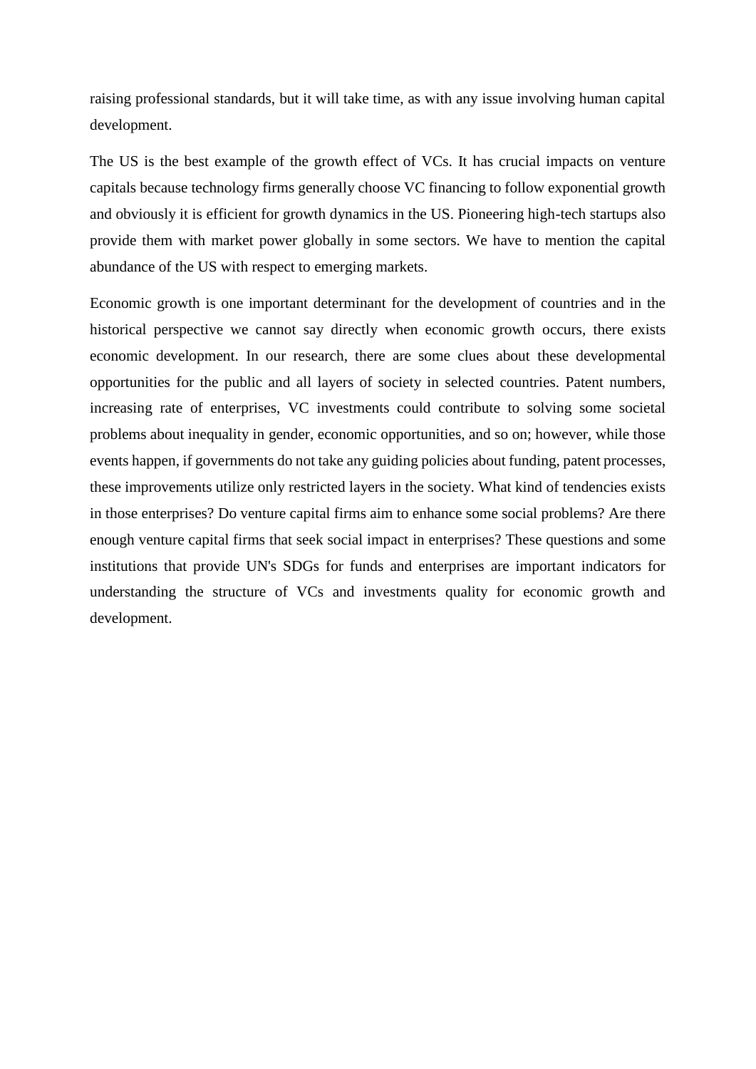raising professional standards, but it will take time, as with any issue involving human capital development.

The US is the best example of the growth effect of VCs. It has crucial impacts on venture capitals because technology firms generally choose VC financing to follow exponential growth and obviously it is efficient for growth dynamics in the US. Pioneering high-tech startups also provide them with market power globally in some sectors. We have to mention the capital abundance of the US with respect to emerging markets.

Economic growth is one important determinant for the development of countries and in the historical perspective we cannot say directly when economic growth occurs, there exists economic development. In our research, there are some clues about these developmental opportunities for the public and all layers of society in selected countries. Patent numbers, increasing rate of enterprises, VC investments could contribute to solving some societal problems about inequality in gender, economic opportunities, and so on; however, while those events happen, if governments do not take any guiding policies about funding, patent processes, these improvements utilize only restricted layers in the society. What kind of tendencies exists in those enterprises? Do venture capital firms aim to enhance some social problems? Are there enough venture capital firms that seek social impact in enterprises? These questions and some institutions that provide UN's SDGs for funds and enterprises are important indicators for understanding the structure of VCs and investments quality for economic growth and development.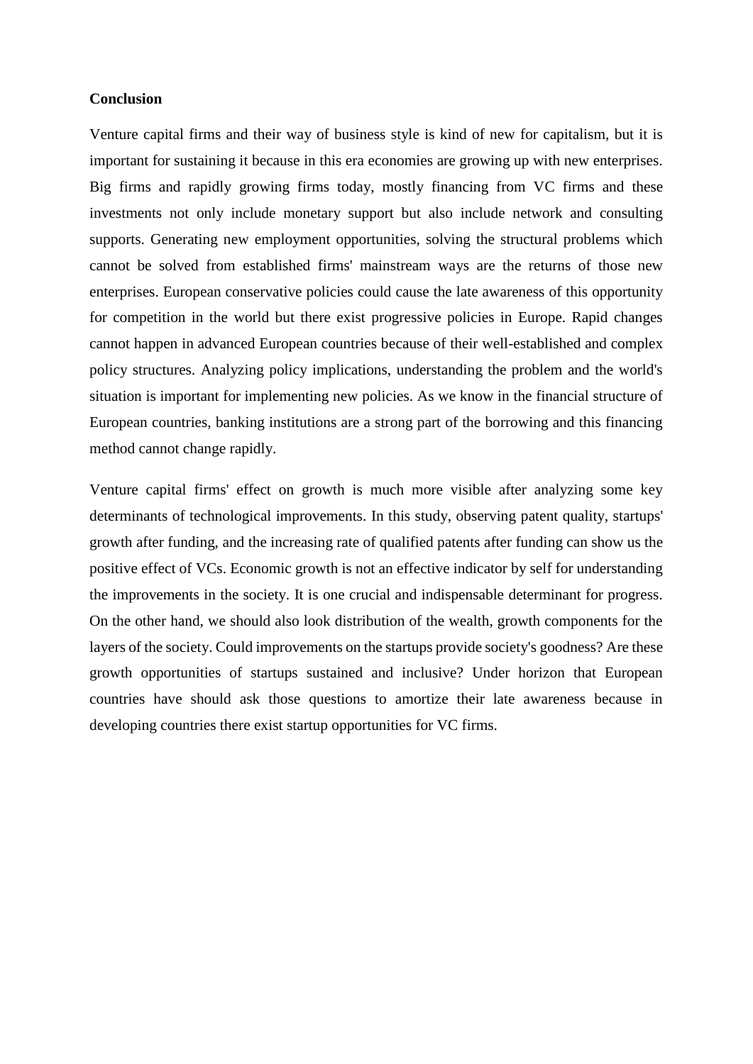**Conclusion**

Venture capital firms and their way of business style is kind of new for capitalism, but it is important for sustaining it because in this era economies are growing up with new enterprises. Big firms and rapidly growing firms today, mostly financing from VC firms and these investments not only include monetary support but also include network and consulting supports. Generating new employment opportunities, solving the structural problems which cannot be solved from established firms' mainstream ways are the returns of those new enterprises. European conservative policies could cause the late awareness of this opportunity for competition in the world but there exist progressive policies in Europe. Rapid changes cannot happen in advanced European countries because of their well-established and complex policy structures. Analyzing policy implications, understanding the problem and the world's situation is important for implementing new policies. As we know in the financial structure of European countries, banking institutions are a strong part of the borrowing and this financing method cannot change rapidly.

Venture capital firms' effect on growth is much more visible after analyzing some key determinants of technological improvements. In this study, observing patent quality, startups' growth after funding, and the increasing rate of qualified patents after funding can show us the positive effect of VCs. Economic growth is not an effective indicator by self for understanding the improvements in the society. It is one crucial and indispensable determinant for progress. On the other hand, we should also look distribution of the wealth, growth components for the layers of the society. Could improvements on the startups provide society's goodness? Are these growth opportunities of startups sustained and inclusive? Under horizon that European countries have should ask those questions to amortize their late awareness because in developing countries there exist startup opportunities for VC firms.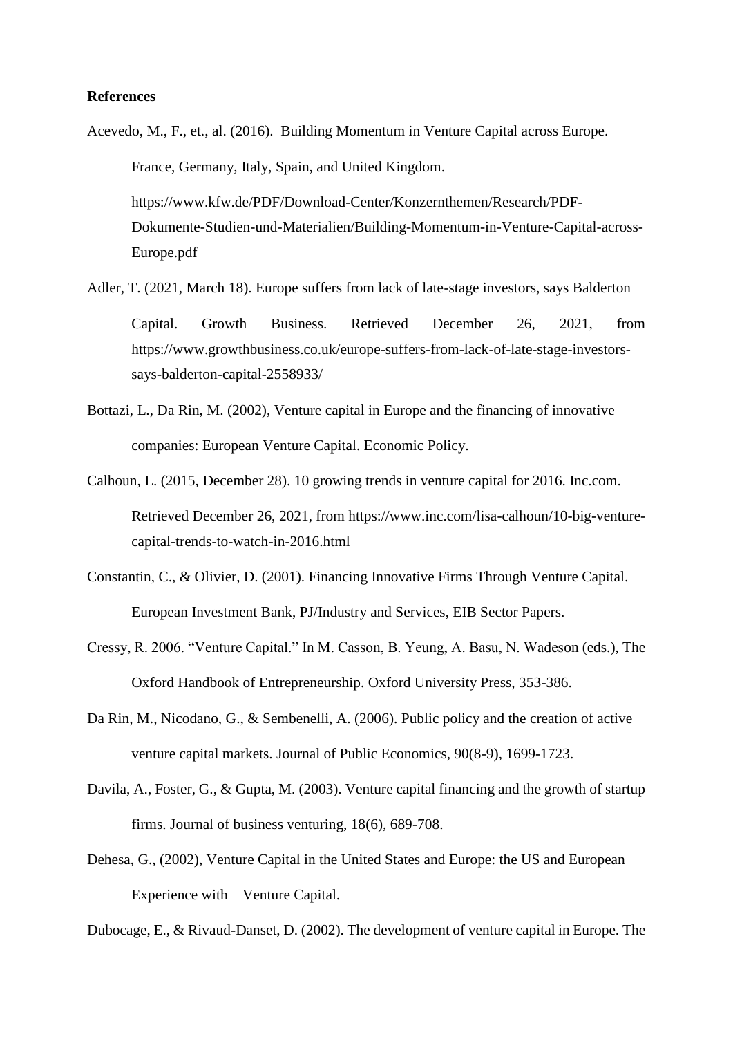**References**

Acevedo, M., F., et., al. (2016). Building Momentum in Venture Capital across Europe. France, Germany, Italy, Spain, and United Kingdom. https://www.kfw.de/PDF/Download-Center/Konzernthemen/Research/PDF-Dokumente-Studien-und-Materialien/Building-Momentum-in-Venture-Capital-across-Europe.pdf

Adler, T. (2021, March 18). Europe suffers from lack of late-stage investors, says Balderton Capital. Growth Business. Retrieved December 26, 2021, from https://www.growthbusiness.co.uk/europe-suffers-from-lack-of-late-stage-investors-says-balderton-capital-2558933/

Bottazi, L., Da Rin, M. (2002), Venture capital in Europe and the financing of innovative companies: European Venture Capital. Economic Policy.

Calhoun, L. (2015, December 28). 10 growing trends in venture capital for 2016. Inc.com. Retrieved December 26, 2021, from https://www.inc.com/lisa-calhoun/10-big-venture-capital-trends-to-watch-in-2016.html

Constantin, C., & Olivier, D. (2001). Financing Innovative Firms Through Venture Capital. European Investment Bank, PJ/Industry and Services, EIB Sector Papers.

Cressy, R. 2006. "Venture Capital." In M. Casson, B. Yeung, A. Basu, N. Wadeson (eds.), The Oxford Handbook of Entrepreneurship. Oxford University Press, 353-386.

Da Rin, M., Nicodano, G., & Sembenelli, A. (2006). Public policy and the creation of active venture capital markets. Journal of Public Economics, 90(8-9), 1699-1723.

Davila, A., Foster, G., & Gupta, M. (2003). Venture capital financing and the growth of startup firms. Journal of business venturing, 18(6), 689-708.

Dehesa, G., (2002), Venture Capital in the United States and Europe: the US and European Experience with Venture Capital.

Dubocage, E., & Rivaud-Danset, D. (2002). The development of venture capital in Europe. The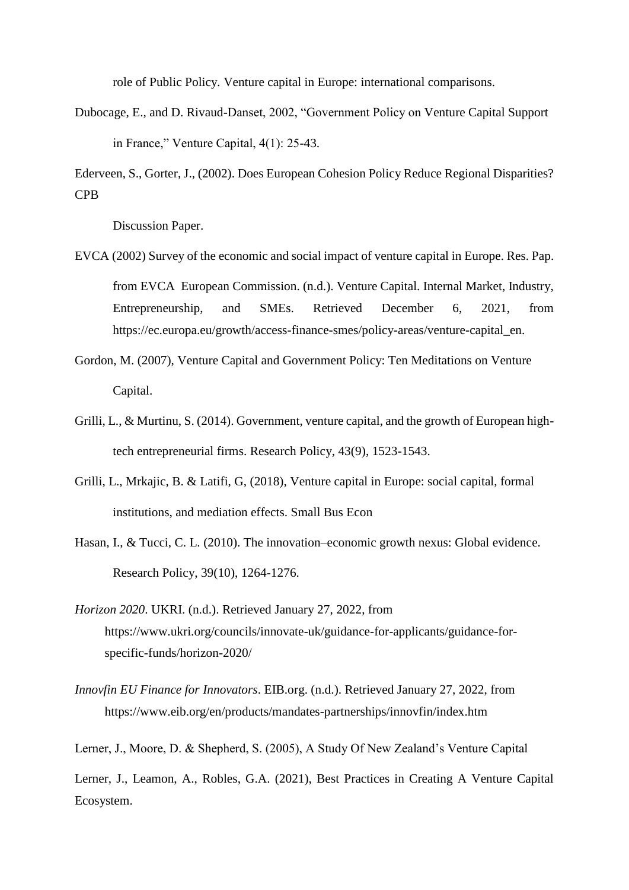role of Public Policy. Venture capital in Europe: international comparisons.

Dubocage, E., and D. Rivaud-Danset, 2002, "Government Policy on Venture Capital Support in France," Venture Capital, 4(1): 25-43.

Ederveen, S., Gorter, J., (2002). Does European Cohesion Policy Reduce Regional Disparities? CPB

Discussion Paper.

EVCA (2002) Survey of the economic and social impact of venture capital in Europe. Res. Pap. from EVCA European Commission. (n.d.). Venture Capital. Internal Market, Industry, Entrepreneurship, and SMEs. Retrieved December 6, 2021, from https://ec.europa.eu/growth/access-finance-smes/policy-areas/venture-capital_en.

Gordon, M. (2007), Venture Capital and Government Policy: Ten Meditations on Venture Capital.

Grilli, L., & Murtinu, S. (2014). Government, venture capital, and the growth of European high-tech entrepreneurial firms. Research Policy, 43(9), 1523-1543.

Grilli, L., Mrkajic, B. & Latifi, G, (2018), Venture capital in Europe: social capital, formal institutions, and mediation effects. Small Bus Econ

Hasan, I., & Tucci, C. L. (2010). The innovation–economic growth nexus: Global evidence. Research Policy, 39(10), 1264-1276.

*Horizon 2020*. UKRI. (n.d.). Retrieved January 27, 2022, from https://www.ukri.org/councils/innovate-uk/guidance-for-applicants/guidance-for-specific-funds/horizon-2020/

*Innovfin EU Finance for Innovators*. EIB.org. (n.d.). Retrieved January 27, 2022, from https://www.eib.org/en/products/mandates-partnerships/innovfin/index.htm

Lerner, J., Moore, D. & Shepherd, S. (2005), A Study Of New Zealand's Venture Capital

Lerner, J., Leamon, A., Robles, G.A. (2021), Best Practices in Creating A Venture Capital Ecosystem.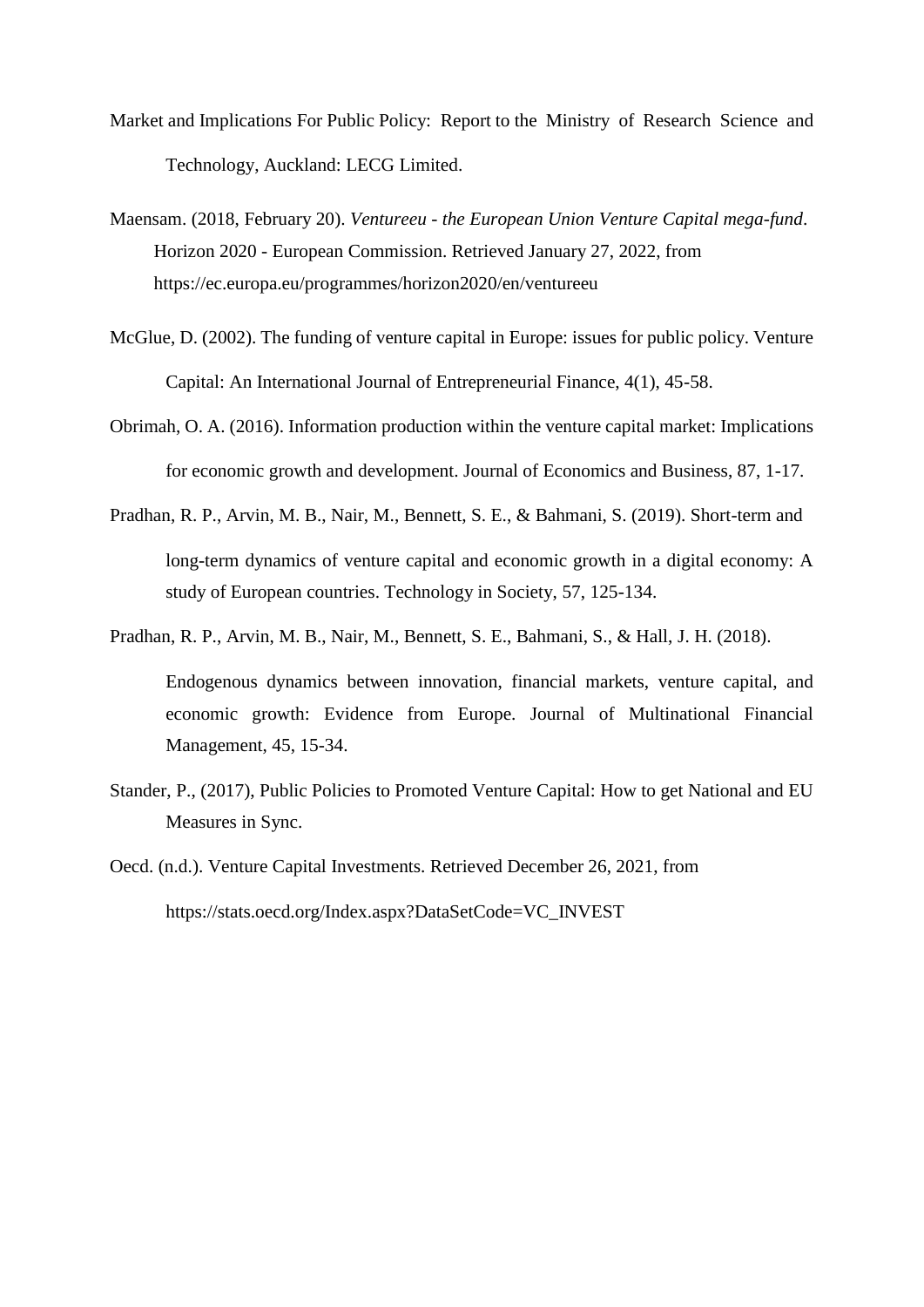Market and Implications For Public Policy: Report to the Ministry of Research Science and Technology, Auckland: LECG Limited.

Maensam. (2018, February 20). *Ventureeu - the European Union Venture Capital mega-fund*. Horizon 2020 - European Commission. Retrieved January 27, 2022, from https://ec.europa.eu/programmes/horizon2020/en/ventureeu

McGlue, D. (2002). The funding of venture capital in Europe: issues for public policy. Venture Capital: An International Journal of Entrepreneurial Finance, 4(1), 45-58.

Obrimah, O. A. (2016). Information production within the venture capital market: Implications for economic growth and development. Journal of Economics and Business, 87, 1-17.

Pradhan, R. P., Arvin, M. B., Nair, M., Bennett, S. E., & Bahmani, S. (2019). Short-term and long-term dynamics of venture capital and economic growth in a digital economy: A study of European countries. Technology in Society, 57, 125-134.

Pradhan, R. P., Arvin, M. B., Nair, M., Bennett, S. E., Bahmani, S., & Hall, J. H. (2018). Endogenous dynamics between innovation, financial markets, venture capital, and economic growth: Evidence from Europe. Journal of Multinational Financial Management, 45, 15-34.

Stander, P., (2017), Public Policies to Promoted Venture Capital: How to get National and EU Measures in Sync.

Oecd. (n.d.). Venture Capital Investments. Retrieved December 26, 2021, from https://stats.oecd.org/Index.aspx?DataSetCode=VC_INVEST